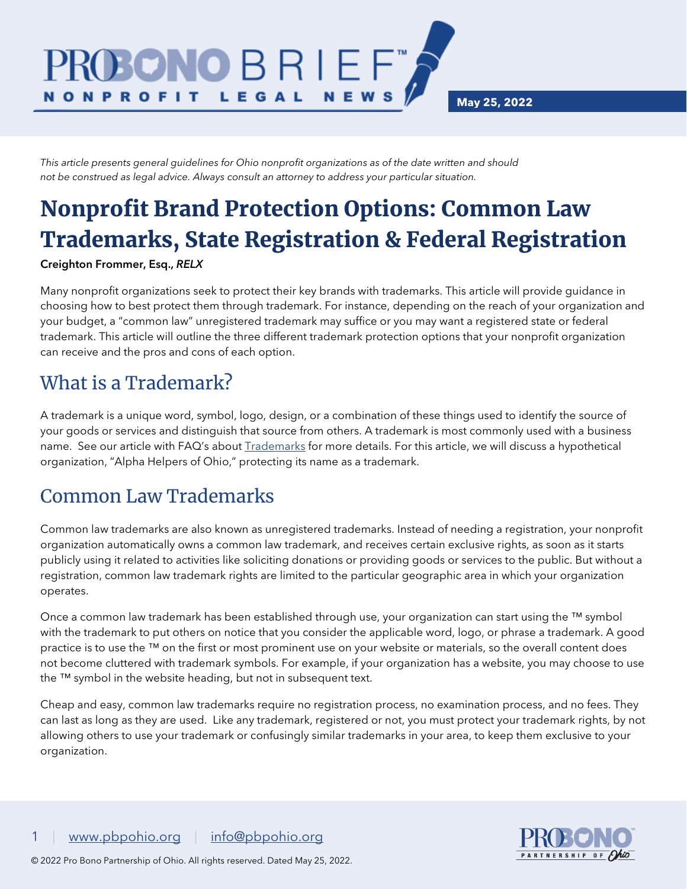May 25, 2022

*This article presents general guidelines for Ohio nonprofit organizations as of the date written and should not be construed as legal advice. Always consult an attorney to address your particular situation.*

# Nonprofit Brand Protection Options: Common Law Trademarks, State Registration & Federal Registration

**Creighton Frommer, Esq.,** ***RELX***

Many nonprofit organizations seek to protect their key brands with trademarks. This article will provide guidance in choosing how to best protect them through trademark. For instance, depending on the reach of your organization and your budget, a "common law" unregistered trademark may suffice or you may want a registered state or federal trademark. This article will outline the three different trademark protection options that your nonprofit organization can receive and the pros and cons of each option.

## What is a Trademark?

A trademark is a unique word, symbol, logo, design, or a combination of these things used to identify the source of your goods or services and distinguish that source from others. A trademark is most commonly used with a business name. See our article with FAQ's about Trademarks for more details. For this article, we will discuss a hypothetical organization, "Alpha Helpers of Ohio," protecting its name as a trademark.

## Common Law Trademarks

Common law trademarks are also known as unregistered trademarks. Instead of needing a registration, your nonprofit organization automatically owns a common law trademark, and receives certain exclusive rights, as soon as it starts publicly using it related to activities like soliciting donations or providing goods or services to the public. But without a registration, common law trademark rights are limited to the particular geographic area in which your organization operates.

Once a common law trademark has been established through use, your organization can start using the ™ symbol with the trademark to put others on notice that you consider the applicable word, logo, or phrase a trademark. A good practice is to use the ™ on the first or most prominent use on your website or materials, so the overall content does not become cluttered with trademark symbols. For example, if your organization has a website, you may choose to use the ™ symbol in the website heading, but not in subsequent text.

Cheap and easy, common law trademarks require no registration process, no examination process, and no fees. They can last as long as they are used. Like any trademark, registered or not, you must protect your trademark rights, by not allowing others to use your trademark or confusingly similar trademarks in your area, to keep them exclusive to your organization.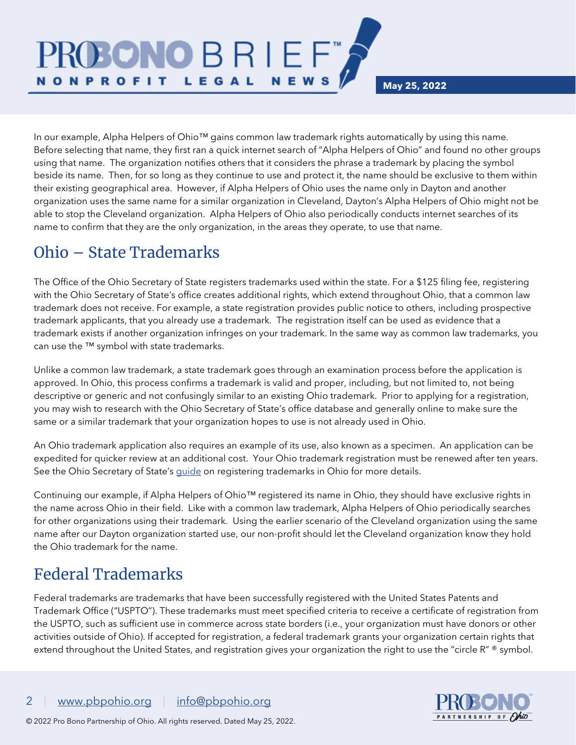In our example, Alpha Helpers of Ohio™ gains common law trademark rights automatically by using this name. Before selecting that name, they first ran a quick internet search of "Alpha Helpers of Ohio" and found no other groups using that name. The organization notifies others that it considers the phrase a trademark by placing the symbol beside its name. Then, for so long as they continue to use and protect it, the name should be exclusive to them within their existing geographical area. However, if Alpha Helpers of Ohio uses the name only in Dayton and another organization uses the same name for a similar organization in Cleveland, Dayton's Alpha Helpers of Ohio might not be able to stop the Cleveland organization. Alpha Helpers of Ohio also periodically conducts internet searches of its name to confirm that they are the only organization, in the areas they operate, to use that name.

## Ohio – State Trademarks

The Office of the Ohio Secretary of State registers trademarks used within the state. For a $125 filing fee, registering with the Ohio Secretary of State's office creates additional rights, which extend throughout Ohio, that a common law trademark does not receive. For example, a state registration provides public notice to others, including prospective trademark applicants, that you already use a trademark. The registration itself can be used as evidence that a trademark exists if another organization infringes on your trademark. In the same way as common law trademarks, you can use the ™ symbol with state trademarks.

Unlike a common law trademark, a state trademark goes through an examination process before the application is approved. In Ohio, this process confirms a trademark is valid and proper, including, but not limited to, not being descriptive or generic and not confusingly similar to an existing Ohio trademark. Prior to applying for a registration, you may wish to research with the Ohio Secretary of State's office database and generally online to make sure the same or a similar trademark that your organization hopes to use is not already used in Ohio.

An Ohio trademark application also requires an example of its use, also known as a specimen. An application can be expedited for quicker review at an additional cost. Your Ohio trademark registration must be renewed after ten years. See the Ohio Secretary of State's guide on registering trademarks in Ohio for more details.

Continuing our example, if Alpha Helpers of Ohio™ registered its name in Ohio, they should have exclusive rights in the name across Ohio in their field. Like with a common law trademark, Alpha Helpers of Ohio periodically searches for other organizations using their trademark. Using the earlier scenario of the Cleveland organization using the same name after our Dayton organization started use, our non-profit should let the Cleveland organization know they hold the Ohio trademark for the name.

## Federal Trademarks

Federal trademarks are trademarks that have been successfully registered with the United States Patents and Trademark Office ("USPTO"). These trademarks must meet specified criteria to receive a certificate of registration from the USPTO, such as sufficient use in commerce across state borders (i.e., your organization must have donors or other activities outside of Ohio). If accepted for registration, a federal trademark grants your organization certain rights that extend throughout the United States, and registration gives your organization the right to use the "circle R" ® symbol.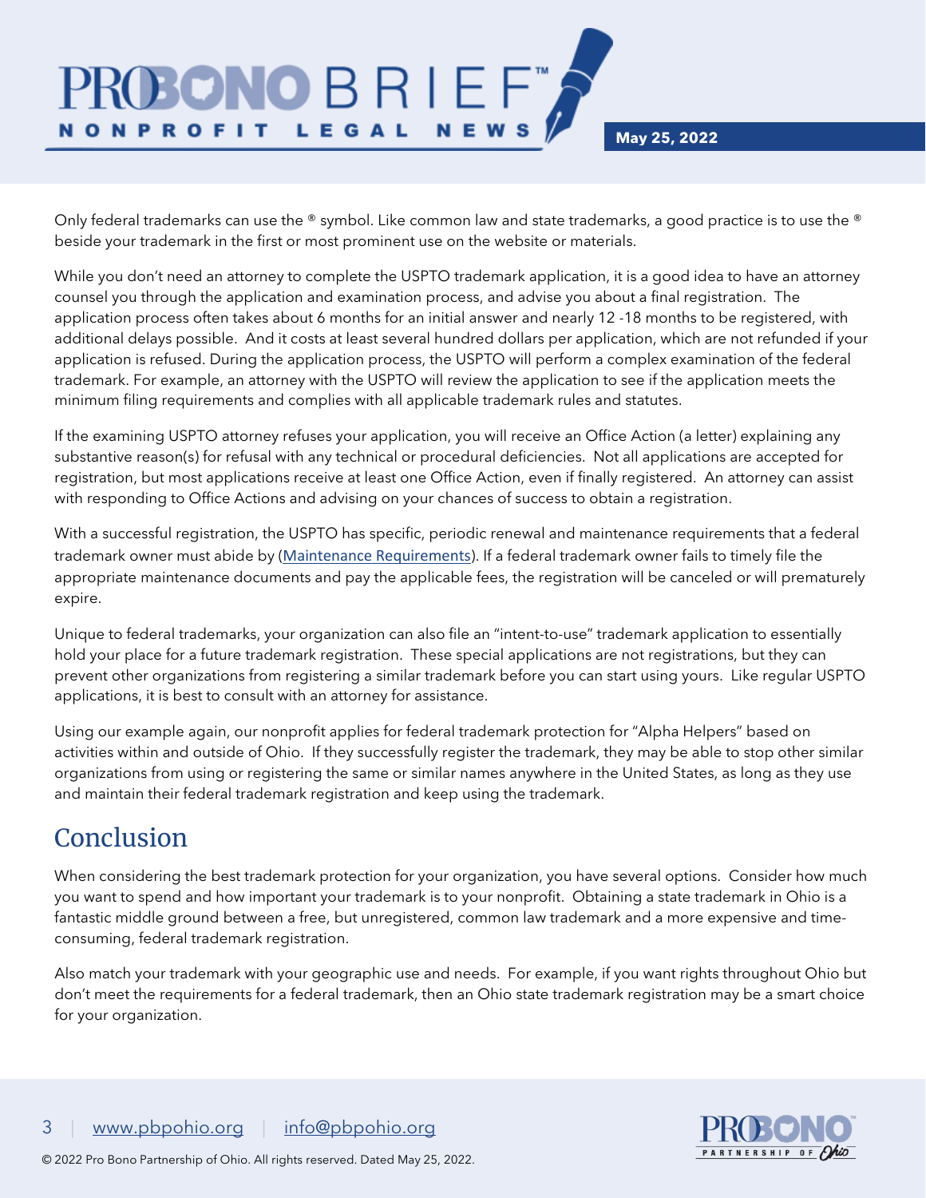Only federal trademarks can use the ® symbol. Like common law and state trademarks, a good practice is to use the ® beside your trademark in the first or most prominent use on the website or materials.

While you don't need an attorney to complete the USPTO trademark application, it is a good idea to have an attorney counsel you through the application and examination process, and advise you about a final registration. The application process often takes about 6 months for an initial answer and nearly 12 -18 months to be registered, with additional delays possible. And it costs at least several hundred dollars per application, which are not refunded if your application is refused. During the application process, the USPTO will perform a complex examination of the federal trademark. For example, an attorney with the USPTO will review the application to see if the application meets the minimum filing requirements and complies with all applicable trademark rules and statutes.

If the examining USPTO attorney refuses your application, you will receive an Office Action (a letter) explaining any substantive reason(s) for refusal with any technical or procedural deficiencies. Not all applications are accepted for registration, but most applications receive at least one Office Action, even if finally registered. An attorney can assist with responding to Office Actions and advising on your chances of success to obtain a registration.

With a successful registration, the USPTO has specific, periodic renewal and maintenance requirements that a federal trademark owner must abide by (Maintenance Requirements). If a federal trademark owner fails to timely file the appropriate maintenance documents and pay the applicable fees, the registration will be canceled or will prematurely expire.

Unique to federal trademarks, your organization can also file an "intent-to-use" trademark application to essentially hold your place for a future trademark registration. These special applications are not registrations, but they can prevent other organizations from registering a similar trademark before you can start using yours. Like regular USPTO applications, it is best to consult with an attorney for assistance.

Using our example again, our nonprofit applies for federal trademark protection for "Alpha Helpers" based on activities within and outside of Ohio. If they successfully register the trademark, they may be able to stop other similar organizations from using or registering the same or similar names anywhere in the United States, as long as they use and maintain their federal trademark registration and keep using the trademark.

## Conclusion

When considering the best trademark protection for your organization, you have several options. Consider how much you want to spend and how important your trademark is to your nonprofit. Obtaining a state trademark in Ohio is a fantastic middle ground between a free, but unregistered, common law trademark and a more expensive and time-consuming, federal trademark registration.

Also match your trademark with your geographic use and needs. For example, if you want rights throughout Ohio but don't meet the requirements for a federal trademark, then an Ohio state trademark registration may be a smart choice for your organization.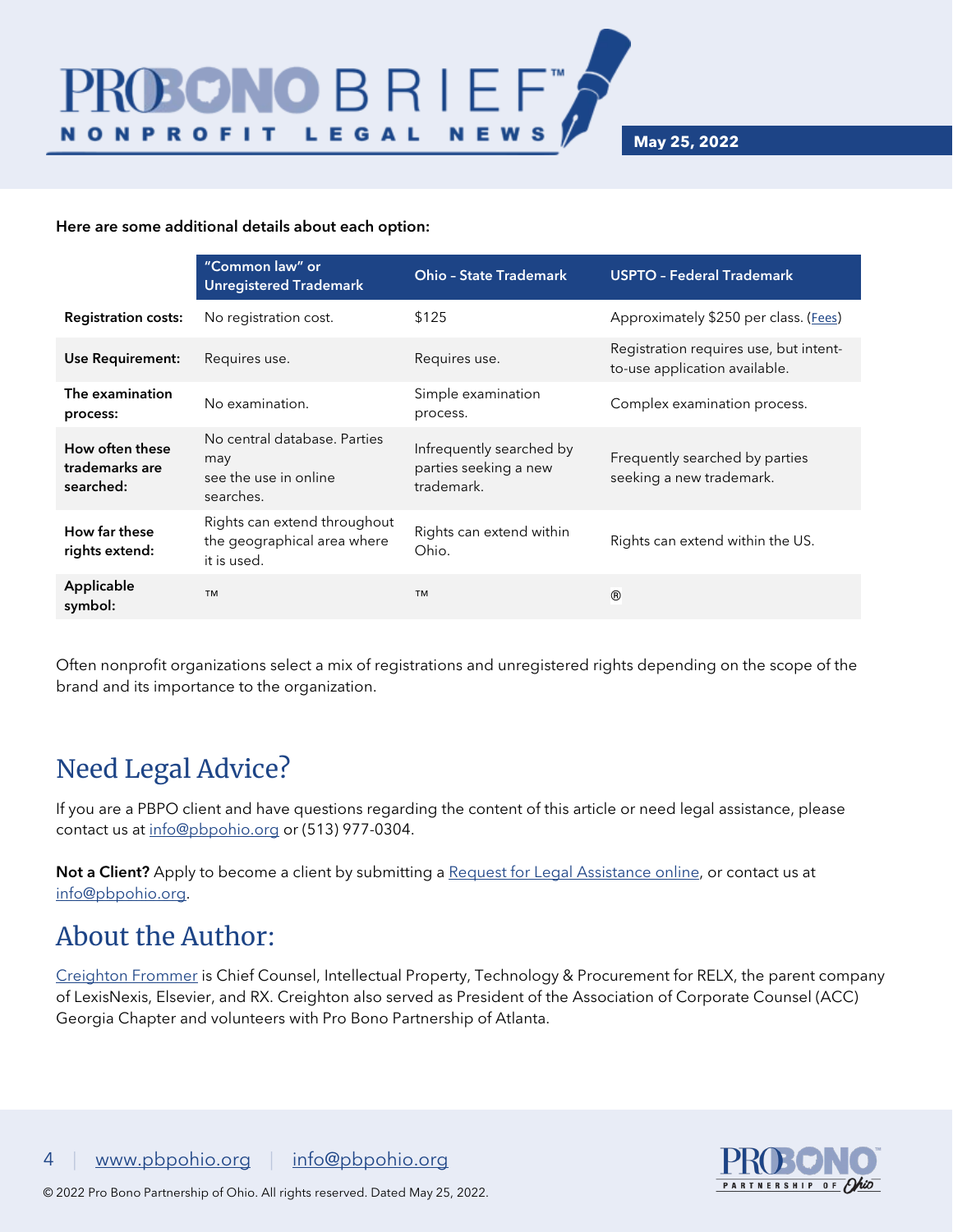**Here are some additional details about each option:**

| | "Common law" or Unregistered Trademark | Ohio - State Trademark | USPTO - Federal Trademark |
|---|---|---|---|
| **Registration costs:** | No registration cost. | $125 | Approximately $250 per class. ([Fees](https://www.uspto.gov)) |
| **Use Requirement:** | Requires use. | Requires use. | Registration requires use, but intent-to-use application available. |
| **The examination process:** | No examination. | Simple examination process. | Complex examination process. |
| **How often these trademarks are searched:** | No central database. Parties may see the use in online searches. | Infrequently searched by parties seeking a new trademark. | Frequently searched by parties seeking a new trademark. |
| **How far these rights extend:** | Rights can extend throughout the geographical area where it is used. | Rights can extend within Ohio. | Rights can extend within the US. |
| **Applicable symbol:** | ™ | ™ | ® |

Often nonprofit organizations select a mix of registrations and unregistered rights depending on the scope of the brand and its importance to the organization.

## Need Legal Advice?

If you are a PBPO client and have questions regarding the content of this article or need legal assistance, please contact us at info@pbpohio.org or (513) 977-0304.

**Not a Client?** Apply to become a client by submitting a Request for Legal Assistance online, or contact us at info@pbpohio.org.

## About the Author:

Creighton Frommer is Chief Counsel, Intellectual Property, Technology & Procurement for RELX, the parent company of LexisNexis, Elsevier, and RX. Creighton also served as President of the Association of Corporate Counsel (ACC) Georgia Chapter and volunteers with Pro Bono Partnership of Atlanta.